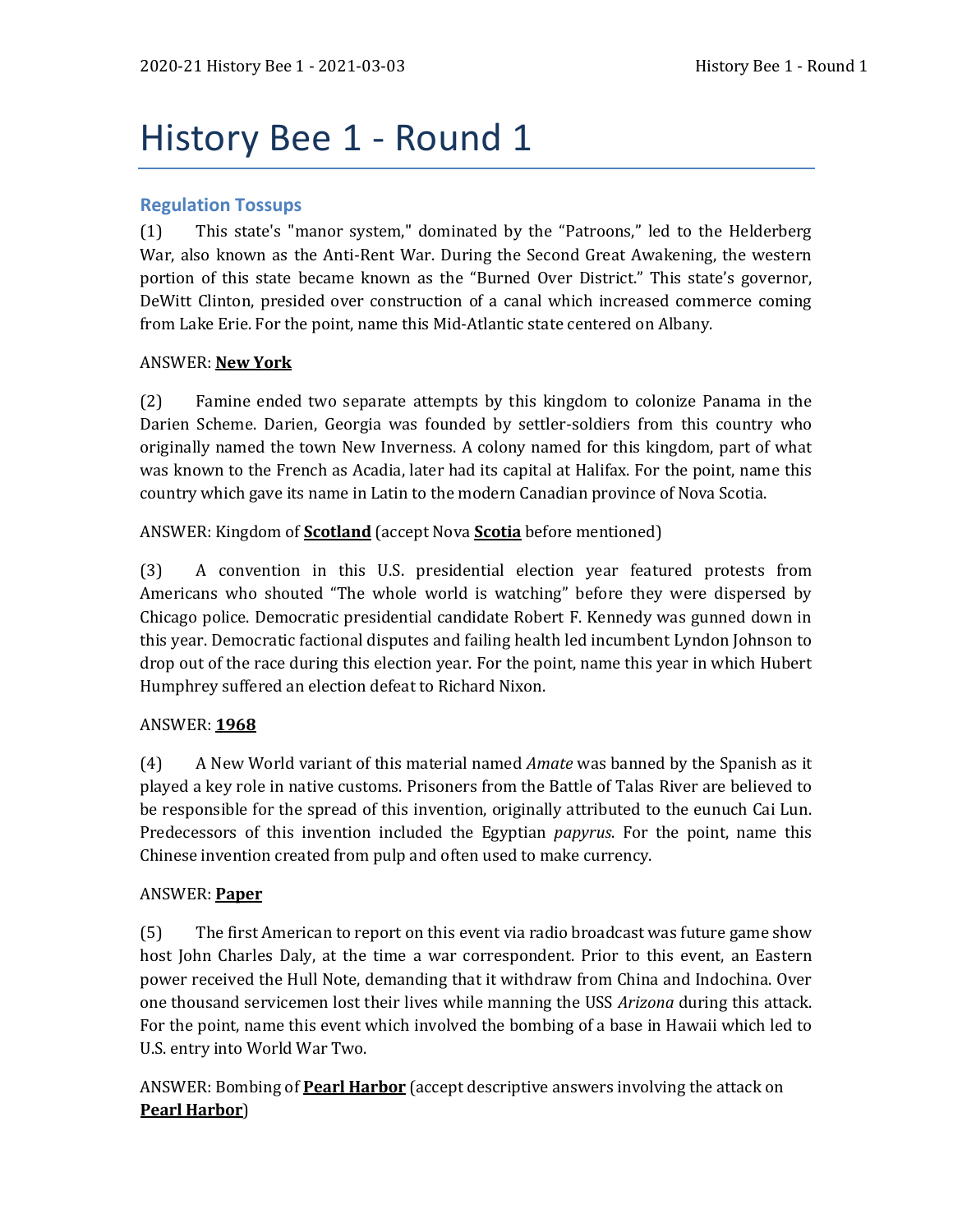# History Bee 1 - Round 1

## Regulation Tossups

(1) This state's "manor system," dominated by the "Patroons," led to the Helderberg War, also known as the Anti-Rent War. During the Second Great Awakening, the western portion of this state became known as the "Burned Over District." This state's governor, DeWitt Clinton, presided over construction of a canal which increased commerce coming from Lake Erie. For the point, name this Mid-Atlantic state centered on Albany.

ANSWER: **New York**

(2) Famine ended two separate attempts by this kingdom to colonize Panama in the Darien Scheme. Darien, Georgia was founded by settler-soldiers from this country who originally named the town New Inverness. A colony named for this kingdom, part of what was known to the French as Acadia, later had its capital at Halifax. For the point, name this country which gave its name in Latin to the modern Canadian province of Nova Scotia.

ANSWER: Kingdom of **Scotland** (accept Nova **Scotia** before mentioned)

(3) A convention in this U.S. presidential election year featured protests from Americans who shouted "The whole world is watching" before they were dispersed by Chicago police. Democratic presidential candidate Robert F. Kennedy was gunned down in this year. Democratic factional disputes and failing health led incumbent Lyndon Johnson to drop out of the race during this election year. For the point, name this year in which Hubert Humphrey suffered an election defeat to Richard Nixon.

ANSWER: **1968**

(4) A New World variant of this material named *Amate* was banned by the Spanish as it played a key role in native customs. Prisoners from the Battle of Talas River are believed to be responsible for the spread of this invention, originally attributed to the eunuch Cai Lun. Predecessors of this invention included the Egyptian *papyrus*. For the point, name this Chinese invention created from pulp and often used to make currency.

ANSWER: **Paper**

(5) The first American to report on this event via radio broadcast was future game show host John Charles Daly, at the time a war correspondent. Prior to this event, an Eastern power received the Hull Note, demanding that it withdraw from China and Indochina. Over one thousand servicemen lost their lives while manning the USS *Arizona* during this attack. For the point, name this event which involved the bombing of a base in Hawaii which led to U.S. entry into World War Two.

ANSWER: Bombing of **Pearl Harbor** (accept descriptive answers involving the attack on **Pearl Harbor**)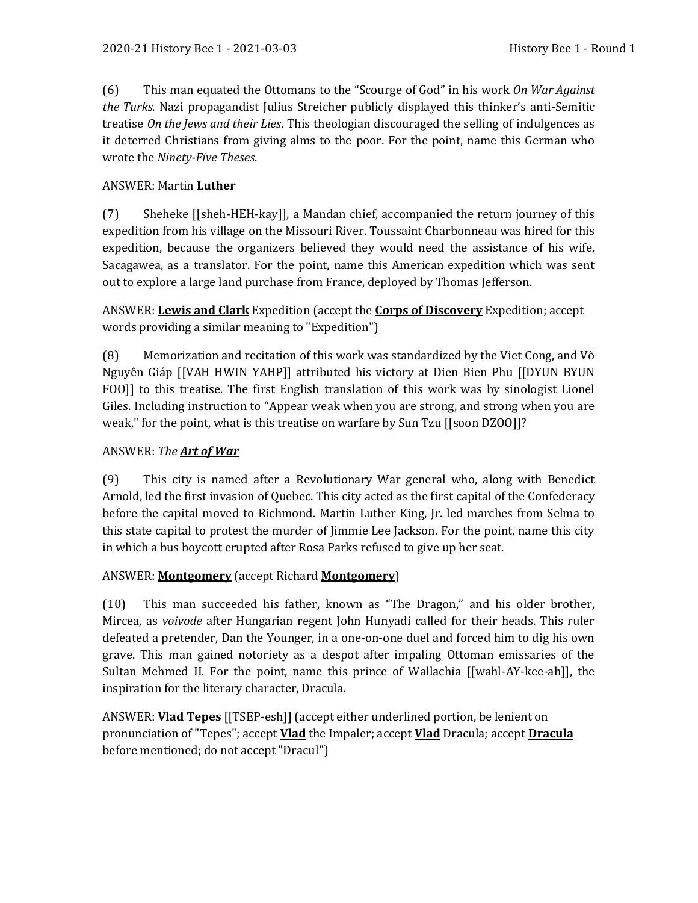(6) This man equated the Ottomans to the "Scourge of God" in his work *On War Against the Turks*. Nazi propagandist Julius Streicher publicly displayed this thinker's anti-Semitic treatise *On the Jews and their Lies*. This theologian discouraged the selling of indulgences as it deterred Christians from giving alms to the poor. For the point, name this German who wrote the *Ninety-Five Theses*.

ANSWER: Martin **Luther**

(7) Sheheke [[sheh-HEH-kay]], a Mandan chief, accompanied the return journey of this expedition from his village on the Missouri River. Toussaint Charbonneau was hired for this expedition, because the organizers believed they would need the assistance of his wife, Sacagawea, as a translator. For the point, name this American expedition which was sent out to explore a large land purchase from France, deployed by Thomas Jefferson.

ANSWER: **Lewis and Clark** Expedition (accept the **Corps of Discovery** Expedition; accept words providing a similar meaning to "Expedition")

(8) Memorization and recitation of this work was standardized by the Viet Cong, and Võ Nguyên Giáp [[VAH HWIN YAHP]] attributed his victory at Dien Bien Phu [[DYUN BYUN FOO]] to this treatise. The first English translation of this work was by sinologist Lionel Giles. Including instruction to "Appear weak when you are strong, and strong when you are weak," for the point, what is this treatise on warfare by Sun Tzu [[soon DZOO]]?

ANSWER: *The **Art of War***

(9) This city is named after a Revolutionary War general who, along with Benedict Arnold, led the first invasion of Quebec. This city acted as the first capital of the Confederacy before the capital moved to Richmond. Martin Luther King, Jr. led marches from Selma to this state capital to protest the murder of Jimmie Lee Jackson. For the point, name this city in which a bus boycott erupted after Rosa Parks refused to give up her seat.

ANSWER: **Montgomery** (accept Richard **Montgomery**)

(10) This man succeeded his father, known as "The Dragon," and his older brother, Mircea, as *voivode* after Hungarian regent John Hunyadi called for their heads. This ruler defeated a pretender, Dan the Younger, in a one-on-one duel and forced him to dig his own grave. This man gained notoriety as a despot after impaling Ottoman emissaries of the Sultan Mehmed II. For the point, name this prince of Wallachia [[wahl-AY-kee-ah]], the inspiration for the literary character, Dracula.

ANSWER: **Vlad Tepes** [[TSEP-esh]] (accept either underlined portion, be lenient on pronunciation of "Tepes"; accept **Vlad** the Impaler; accept **Vlad** Dracula; accept **Dracula** before mentioned; do not accept "Dracul")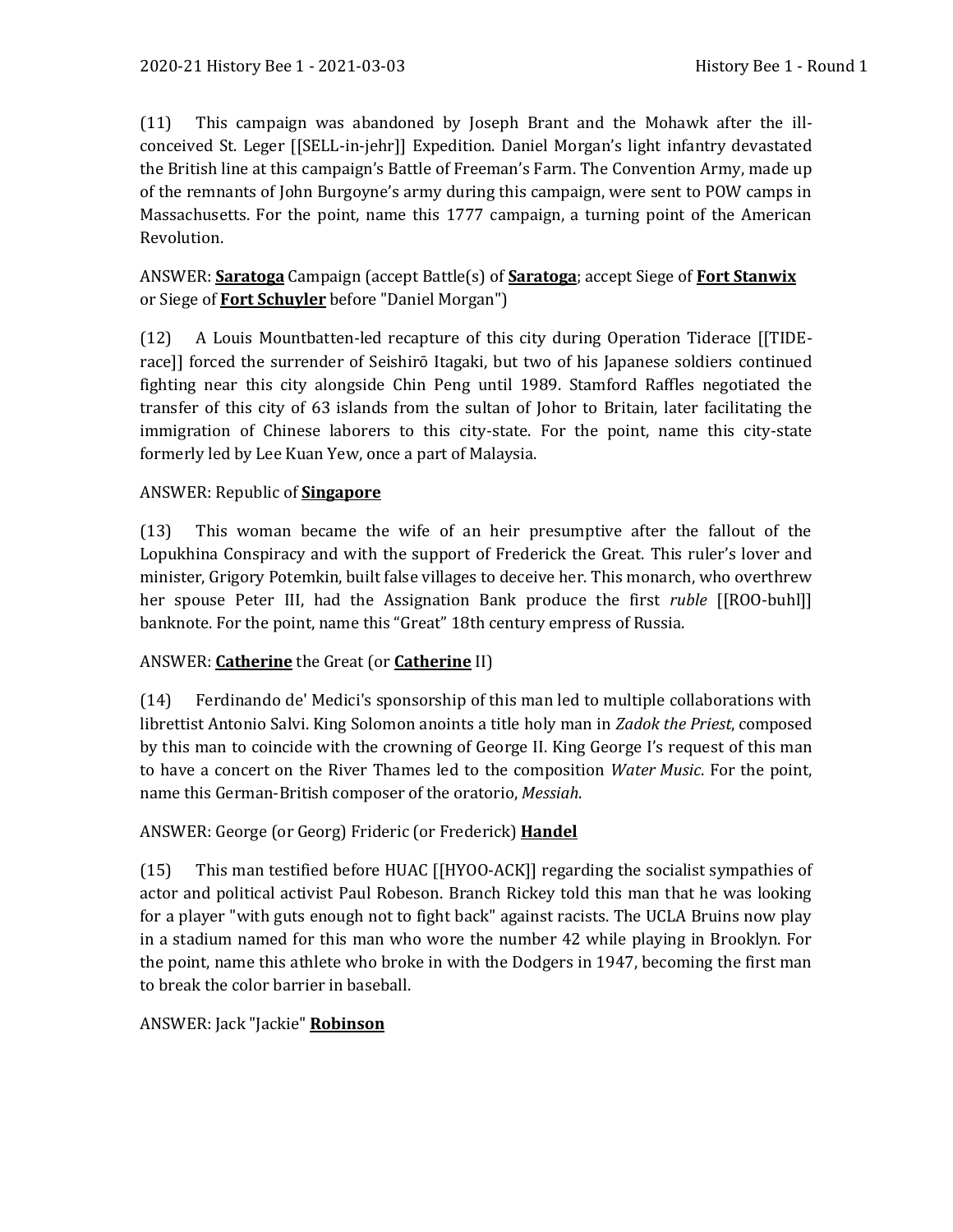(11) This campaign was abandoned by Joseph Brant and the Mohawk after the ill-conceived St. Leger [[SELL-in-jehr]] Expedition. Daniel Morgan's light infantry devastated the British line at this campaign's Battle of Freeman's Farm. The Convention Army, made up of the remnants of John Burgoyne's army during this campaign, were sent to POW camps in Massachusetts. For the point, name this 1777 campaign, a turning point of the American Revolution.

ANSWER: **Saratoga** Campaign (accept Battle(s) of **Saratoga**; accept Siege of **Fort Stanwix** or Siege of **Fort Schuyler** before "Daniel Morgan")

(12) A Louis Mountbatten-led recapture of this city during Operation Tiderace [[TIDE-race]] forced the surrender of Seishirō Itagaki, but two of his Japanese soldiers continued fighting near this city alongside Chin Peng until 1989. Stamford Raffles negotiated the transfer of this city of 63 islands from the sultan of Johor to Britain, later facilitating the immigration of Chinese laborers to this city-state. For the point, name this city-state formerly led by Lee Kuan Yew, once a part of Malaysia.

ANSWER: Republic of **Singapore**

(13) This woman became the wife of an heir presumptive after the fallout of the Lopukhina Conspiracy and with the support of Frederick the Great. This ruler's lover and minister, Grigory Potemkin, built false villages to deceive her. This monarch, who overthrew her spouse Peter III, had the Assignation Bank produce the first *ruble* [[ROO-buhl]] banknote. For the point, name this "Great" 18th century empress of Russia.

ANSWER: **Catherine** the Great (or **Catherine** II)

(14) Ferdinando de' Medici's sponsorship of this man led to multiple collaborations with librettist Antonio Salvi. King Solomon anoints a title holy man in *Zadok the Priest*, composed by this man to coincide with the crowning of George II. King George I's request of this man to have a concert on the River Thames led to the composition *Water Music*. For the point, name this German-British composer of the oratorio, *Messiah*.

ANSWER: George (or Georg) Frideric (or Frederick) **Handel**

(15) This man testified before HUAC [[HYOO-ACK]] regarding the socialist sympathies of actor and political activist Paul Robeson. Branch Rickey told this man that he was looking for a player "with guts enough not to fight back" against racists. The UCLA Bruins now play in a stadium named for this man who wore the number 42 while playing in Brooklyn. For the point, name this athlete who broke in with the Dodgers in 1947, becoming the first man to break the color barrier in baseball.

ANSWER: Jack "Jackie" **Robinson**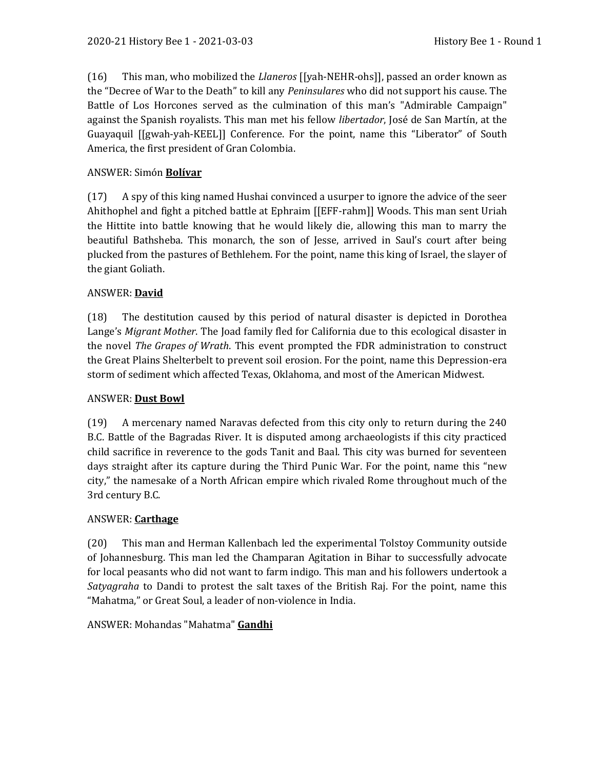(16) This man, who mobilized the *Llaneros* [[yah-NEHR-ohs]], passed an order known as the "Decree of War to the Death" to kill any *Peninsulares* who did not support his cause. The Battle of Los Horcones served as the culmination of this man's "Admirable Campaign" against the Spanish royalists. This man met his fellow *libertador*, José de San Martín, at the Guayaquil [[gwah-yah-KEEL]] Conference. For the point, name this "Liberator" of South America, the first president of Gran Colombia.

ANSWER: Simón **Bolívar**

(17) A spy of this king named Hushai convinced a usurper to ignore the advice of the seer Ahithophel and fight a pitched battle at Ephraim [[EFF-rahm]] Woods. This man sent Uriah the Hittite into battle knowing that he would likely die, allowing this man to marry the beautiful Bathsheba. This monarch, the son of Jesse, arrived in Saul's court after being plucked from the pastures of Bethlehem. For the point, name this king of Israel, the slayer of the giant Goliath.

ANSWER: **David**

(18) The destitution caused by this period of natural disaster is depicted in Dorothea Lange's *Migrant Mother*. The Joad family fled for California due to this ecological disaster in the novel *The Grapes of Wrath*. This event prompted the FDR administration to construct the Great Plains Shelterbelt to prevent soil erosion. For the point, name this Depression-era storm of sediment which affected Texas, Oklahoma, and most of the American Midwest.

ANSWER: **Dust Bowl**

(19) A mercenary named Naravas defected from this city only to return during the 240 B.C. Battle of the Bagradas River. It is disputed among archaeologists if this city practiced child sacrifice in reverence to the gods Tanit and Baal. This city was burned for seventeen days straight after its capture during the Third Punic War. For the point, name this "new city," the namesake of a North African empire which rivaled Rome throughout much of the 3rd century B.C.

ANSWER: **Carthage**

(20) This man and Herman Kallenbach led the experimental Tolstoy Community outside of Johannesburg. This man led the Champaran Agitation in Bihar to successfully advocate for local peasants who did not want to farm indigo. This man and his followers undertook a *Satyagraha* to Dandi to protest the salt taxes of the British Raj. For the point, name this "Mahatma," or Great Soul, a leader of non-violence in India.

ANSWER: Mohandas "Mahatma" **Gandhi**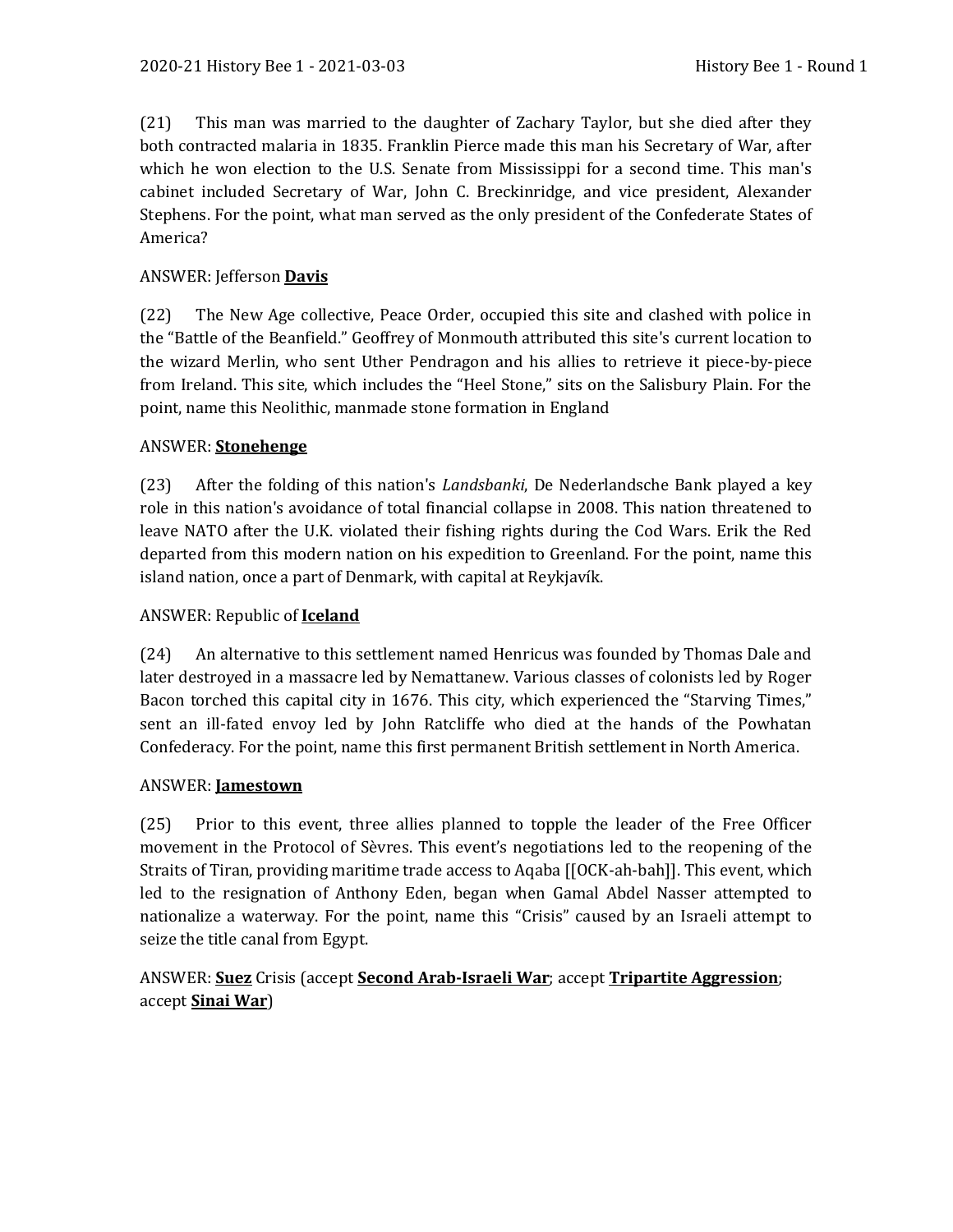(21) This man was married to the daughter of Zachary Taylor, but she died after they both contracted malaria in 1835. Franklin Pierce made this man his Secretary of War, after which he won election to the U.S. Senate from Mississippi for a second time. This man's cabinet included Secretary of War, John C. Breckinridge, and vice president, Alexander Stephens. For the point, what man served as the only president of the Confederate States of America?

ANSWER: Jefferson **Davis**

(22) The New Age collective, Peace Order, occupied this site and clashed with police in the "Battle of the Beanfield." Geoffrey of Monmouth attributed this site's current location to the wizard Merlin, who sent Uther Pendragon and his allies to retrieve it piece-by-piece from Ireland. This site, which includes the "Heel Stone," sits on the Salisbury Plain. For the point, name this Neolithic, manmade stone formation in England

ANSWER: **Stonehenge**

(23) After the folding of this nation's *Landsbanki*, De Nederlandsche Bank played a key role in this nation's avoidance of total financial collapse in 2008. This nation threatened to leave NATO after the U.K. violated their fishing rights during the Cod Wars. Erik the Red departed from this modern nation on his expedition to Greenland. For the point, name this island nation, once a part of Denmark, with capital at Reykjavík.

ANSWER: Republic of **Iceland**

(24) An alternative to this settlement named Henricus was founded by Thomas Dale and later destroyed in a massacre led by Nemattanew. Various classes of colonists led by Roger Bacon torched this capital city in 1676. This city, which experienced the "Starving Times," sent an ill-fated envoy led by John Ratcliffe who died at the hands of the Powhatan Confederacy. For the point, name this first permanent British settlement in North America.

ANSWER: **Jamestown**

(25) Prior to this event, three allies planned to topple the leader of the Free Officer movement in the Protocol of Sèvres. This event's negotiations led to the reopening of the Straits of Tiran, providing maritime trade access to Aqaba [[OCK-ah-bah]]. This event, which led to the resignation of Anthony Eden, began when Gamal Abdel Nasser attempted to nationalize a waterway. For the point, name this "Crisis" caused by an Israeli attempt to seize the title canal from Egypt.

ANSWER: **Suez** Crisis (accept **Second Arab-Israeli War**; accept **Tripartite Aggression**; accept **Sinai War**)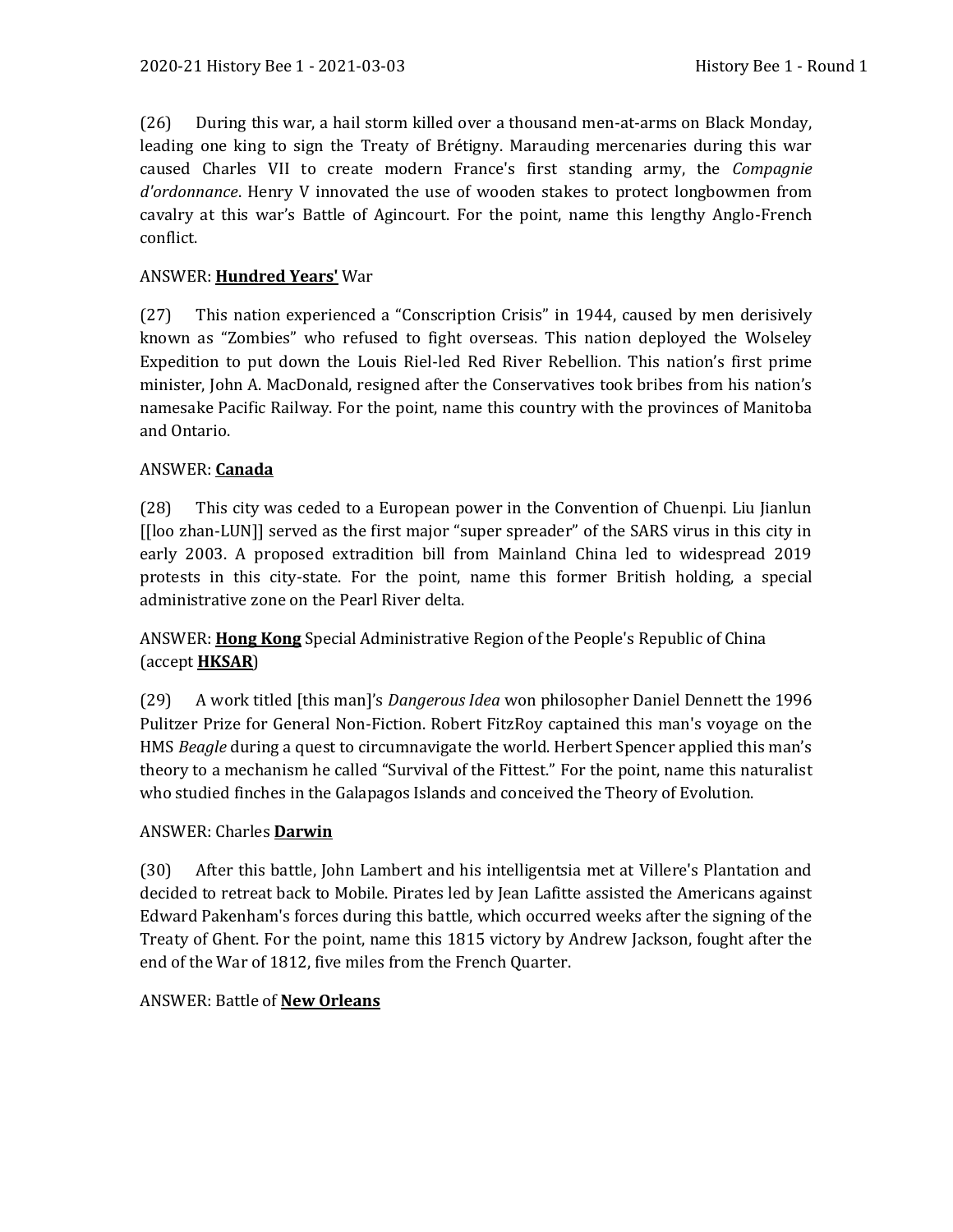(26) During this war, a hail storm killed over a thousand men-at-arms on Black Monday, leading one king to sign the Treaty of Brétigny. Marauding mercenaries during this war caused Charles VII to create modern France's first standing army, the *Compagnie d'ordonnance*. Henry V innovated the use of wooden stakes to protect longbowmen from cavalry at this war's Battle of Agincourt. For the point, name this lengthy Anglo-French conflict.

ANSWER: **<u>Hundred Years'</u>** War

(27) This nation experienced a "Conscription Crisis" in 1944, caused by men derisively known as "Zombies" who refused to fight overseas. This nation deployed the Wolseley Expedition to put down the Louis Riel-led Red River Rebellion. This nation's first prime minister, John A. MacDonald, resigned after the Conservatives took bribes from his nation's namesake Pacific Railway. For the point, name this country with the provinces of Manitoba and Ontario.

ANSWER: **<u>Canada</u>**

(28) This city was ceded to a European power in the Convention of Chuenpi. Liu Jianlun [[loo zhan-LUN]] served as the first major "super spreader" of the SARS virus in this city in early 2003. A proposed extradition bill from Mainland China led to widespread 2019 protests in this city-state. For the point, name this former British holding, a special administrative zone on the Pearl River delta.

ANSWER: **<u>Hong Kong</u>** Special Administrative Region of the People's Republic of China (accept **<u>HKSAR</u>**)

(29) A work titled [this man]'s *Dangerous Idea* won philosopher Daniel Dennett the 1996 Pulitzer Prize for General Non-Fiction. Robert FitzRoy captained this man's voyage on the HMS *Beagle* during a quest to circumnavigate the world. Herbert Spencer applied this man's theory to a mechanism he called "Survival of the Fittest." For the point, name this naturalist who studied finches in the Galapagos Islands and conceived the Theory of Evolution.

ANSWER: Charles **<u>Darwin</u>**

(30) After this battle, John Lambert and his intelligentsia met at Villere's Plantation and decided to retreat back to Mobile. Pirates led by Jean Lafitte assisted the Americans against Edward Pakenham's forces during this battle, which occurred weeks after the signing of the Treaty of Ghent. For the point, name this 1815 victory by Andrew Jackson, fought after the end of the War of 1812, five miles from the French Quarter.

ANSWER: Battle of **<u>New Orleans</u>**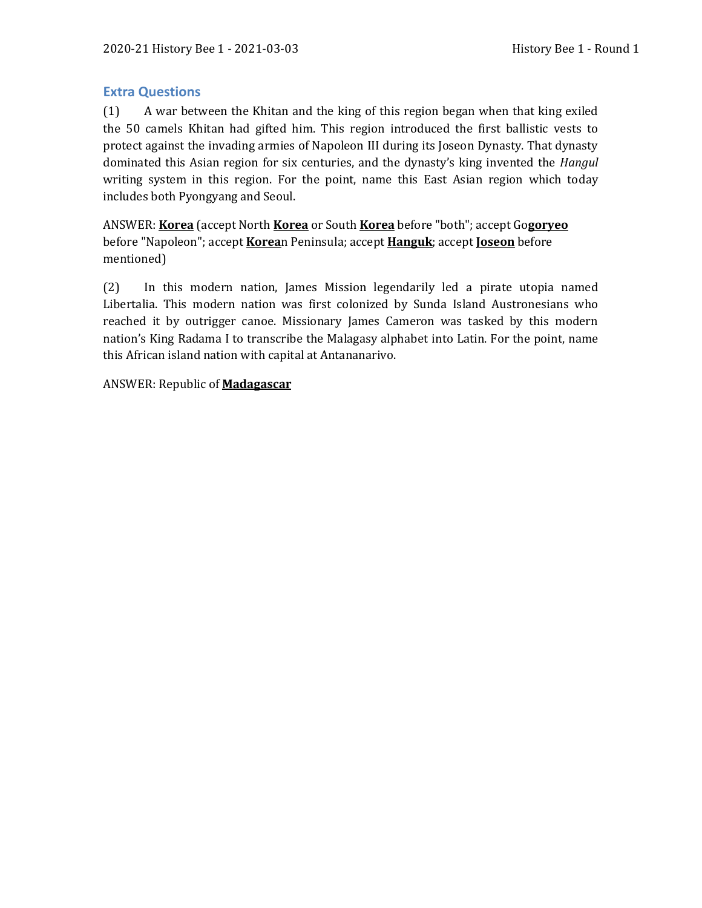## Extra Questions

(1) A war between the Khitan and the king of this region began when that king exiled the 50 camels Khitan had gifted him. This region introduced the first ballistic vests to protect against the invading armies of Napoleon III during its Joseon Dynasty. That dynasty dominated this Asian region for six centuries, and the dynasty's king invented the *Hangul* writing system in this region. For the point, name this East Asian region which today includes both Pyongyang and Seoul.

ANSWER: **Korea** (accept North **Korea** or South **Korea** before "both"; accept Go**goryeo** before "Napoleon"; accept **Korea**n Peninsula; accept **Hanguk**; accept **Joseon** before mentioned)

(2) In this modern nation, James Mission legendarily led a pirate utopia named Libertalia. This modern nation was first colonized by Sunda Island Austronesians who reached it by outrigger canoe. Missionary James Cameron was tasked by this modern nation's King Radama I to transcribe the Malagasy alphabet into Latin. For the point, name this African island nation with capital at Antananarivo.

ANSWER: Republic of **Madagascar**